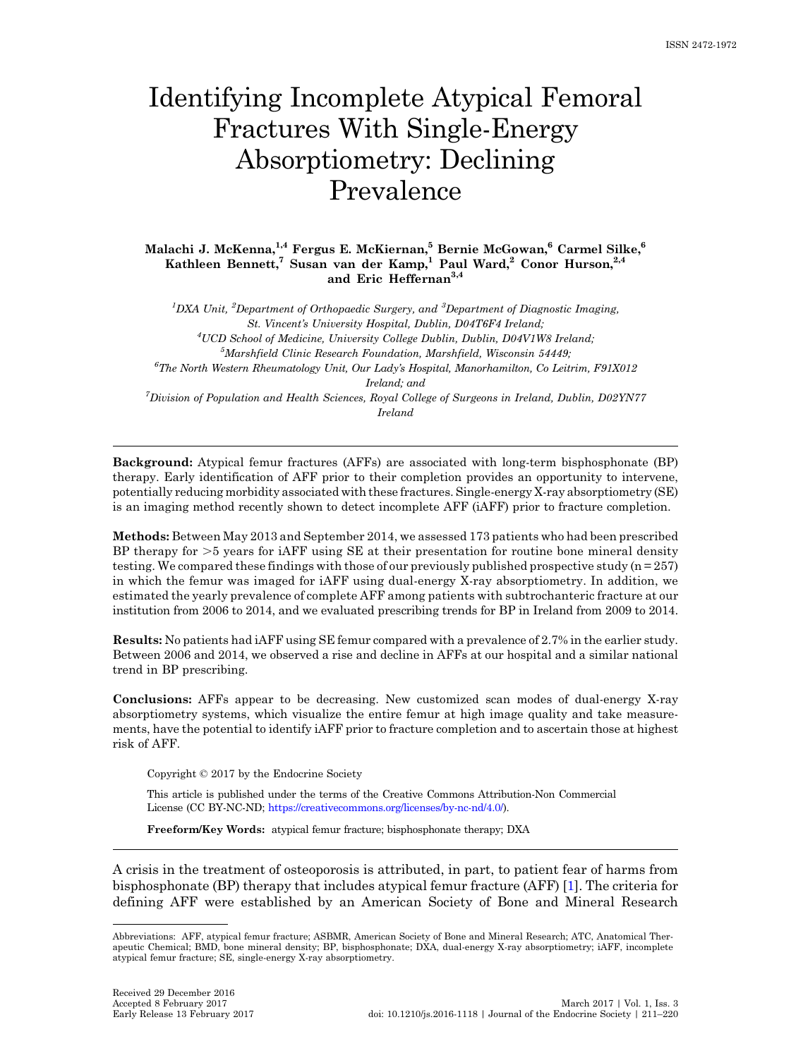# Identifying Incomplete Atypical Femoral Fractures With Single-Energy Absorptiometry: Declining Prevalence

**Malachi J. McKenna,[1,4] Fergus E. McKiernan,[5] Bernie McGowan,[6] Carmel Silke,[6] Kathleen Bennett,[7] Susan van der Kamp,[1] Paul Ward,[2] Conor Hurson,[2,4] and Eric Heffernan[3,4]**

[1]*DXA Unit,* [2]*Department of Orthopaedic Surgery, and* [3]*Department of Diagnostic Imaging, St. Vincent's University Hospital, Dublin, D04T6F4 Ireland;*
[4]*UCD School of Medicine, University College Dublin, Dublin, D04V1W8 Ireland;*
[5]*Marshfield Clinic Research Foundation, Marshfield, Wisconsin 54449;*
[6]*The North Western Rheumatology Unit, Our Lady's Hospital, Manorhamilton, Co Leitrim, F91X012 Ireland; and*
[7]*Division of Population and Health Sciences, Royal College of Surgeons in Ireland, Dublin, D02YN77 Ireland*

---

**Background:** Atypical femur fractures (AFFs) are associated with long-term bisphosphonate (BP) therapy. Early identification of AFF prior to their completion provides an opportunity to intervene, potentially reducing morbidity associated with these fractures. Single-energy X-ray absorptiometry (SE) is an imaging method recently shown to detect incomplete AFF (iAFF) prior to fracture completion.

**Methods:** Between May 2013 and September 2014, we assessed 173 patients who had been prescribed BP therapy for >5 years for iAFF using SE at their presentation for routine bone mineral density testing. We compared these findings with those of our previously published prospective study (n = 257) in which the femur was imaged for iAFF using dual-energy X-ray absorptiometry. In addition, we estimated the yearly prevalence of complete AFF among patients with subtrochanteric fracture at our institution from 2006 to 2014, and we evaluated prescribing trends for BP in Ireland from 2009 to 2014.

**Results:** No patients had iAFF using SE femur compared with a prevalence of 2.7% in the earlier study. Between 2006 and 2014, we observed a rise and decline in AFFs at our hospital and a similar national trend in BP prescribing.

**Conclusions:** AFFs appear to be decreasing. New customized scan modes of dual-energy X-ray absorptiometry systems, which visualize the entire femur at high image quality and take measurements, have the potential to identify iAFF prior to fracture completion and to ascertain those at highest risk of AFF.

Copyright © 2017 by the Endocrine Society

This article is published under the terms of the Creative Commons Attribution-Non Commercial License (CC BY-NC-ND; https://creativecommons.org/licenses/by-nc-nd/4.0/).

**Freeform/Key Words:** atypical femur fracture; bisphosphonate therapy; DXA

---

A crisis in the treatment of osteoporosis is attributed, in part, to patient fear of harms from bisphosphonate (BP) therapy that includes atypical femur fracture (AFF) [1]. The criteria for defining AFF were established by an American Society of Bone and Mineral Research

---

Abbreviations: AFF, atypical femur fracture; ASBMR, American Society of Bone and Mineral Research; ATC, Anatomical Therapeutic Chemical; BMD, bone mineral density; BP, bisphosphonate; DXA, dual-energy X-ray absorptiometry; iAFF, incomplete atypical femur fracture; SE, single-energy X-ray absorptiometry.

Received 29 December 2016
Accepted 8 February 2017
Early Release 13 February 2017

doi: 10.1210/js.2016-1118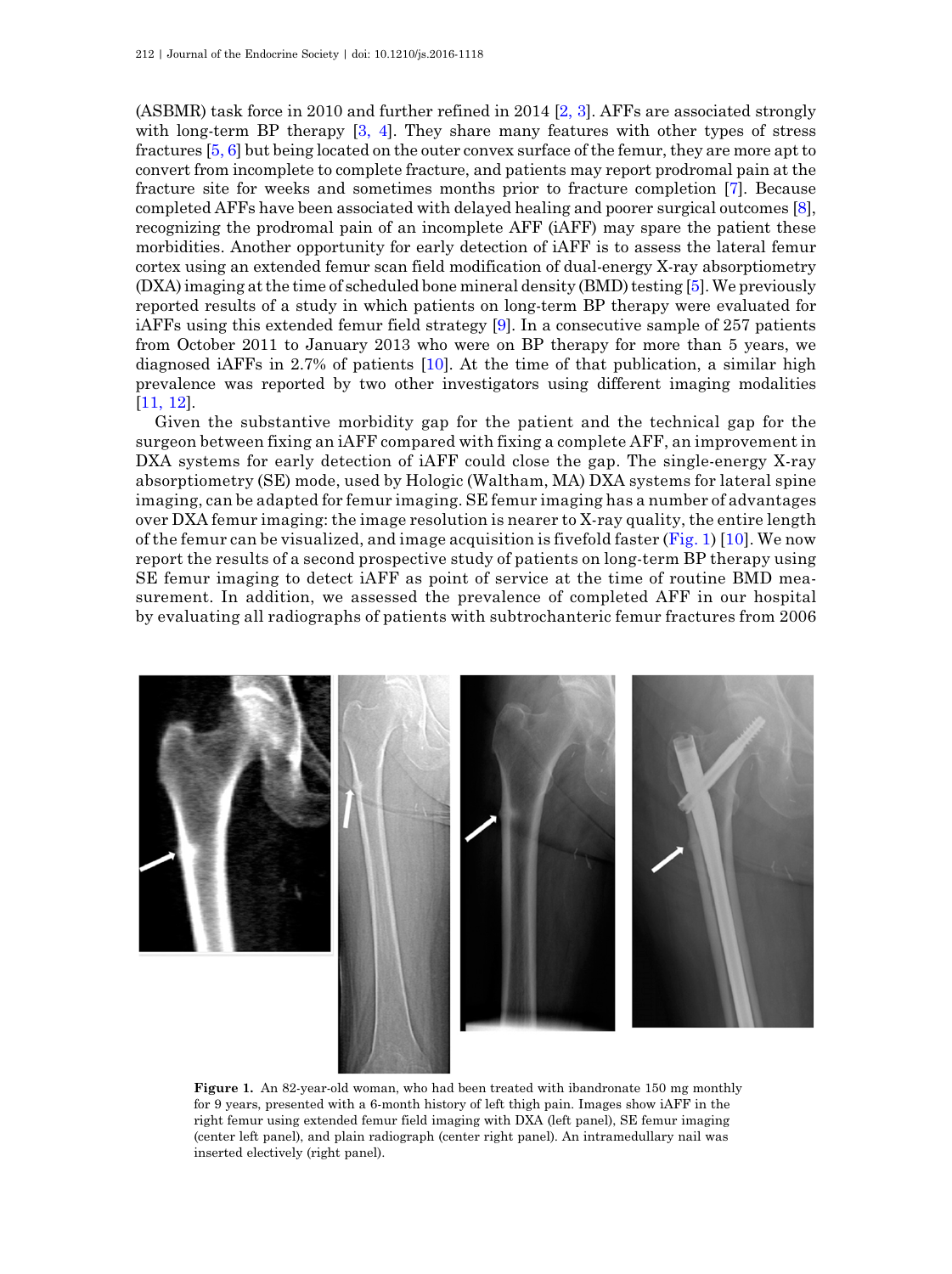(ASBMR) task force in 2010 and further refined in 2014 [2, 3]. AFFs are associated strongly with long-term BP therapy [3, 4]. They share many features with other types of stress fractures [5, 6] but being located on the outer convex surface of the femur, they are more apt to convert from incomplete to complete fracture, and patients may report prodromal pain at the fracture site for weeks and sometimes months prior to fracture completion [7]. Because completed AFFs have been associated with delayed healing and poorer surgical outcomes [8], recognizing the prodromal pain of an incomplete AFF (iAFF) may spare the patient these morbidities. Another opportunity for early detection of iAFF is to assess the lateral femur cortex using an extended femur scan field modification of dual-energy X-ray absorptiometry (DXA) imaging at the time of scheduled bone mineral density (BMD) testing [5]. We previously reported results of a study in which patients on long-term BP therapy were evaluated for iAFFs using this extended femur field strategy [9]. In a consecutive sample of 257 patients from October 2011 to January 2013 who were on BP therapy for more than 5 years, we diagnosed iAFFs in 2.7% of patients [10]. At the time of that publication, a similar high prevalence was reported by two other investigators using different imaging modalities [11, 12].

Given the substantive morbidity gap for the patient and the technical gap for the surgeon between fixing an iAFF compared with fixing a complete AFF, an improvement in DXA systems for early detection of iAFF could close the gap. The single-energy X-ray absorptiometry (SE) mode, used by Hologic (Waltham, MA) DXA systems for lateral spine imaging, can be adapted for femur imaging. SE femur imaging has a number of advantages over DXA femur imaging: the image resolution is nearer to X-ray quality, the entire length of the femur can be visualized, and image acquisition is fivefold faster (Fig. 1) [10]. We now report the results of a second prospective study of patients on long-term BP therapy using SE femur imaging to detect iAFF as point of service at the time of routine BMD measurement. In addition, we assessed the prevalence of completed AFF in our hospital by evaluating all radiographs of patients with subtrochanteric femur fractures from 2006

**Figure 1.** An 82-year-old woman, who had been treated with ibandronate 150 mg monthly for 9 years, presented with a 6-month history of left thigh pain. Images show iAFF in the right femur using extended femur field imaging with DXA (left panel), SE femur imaging (center left panel), and plain radiograph (center right panel). An intramedullary nail was inserted electively (right panel).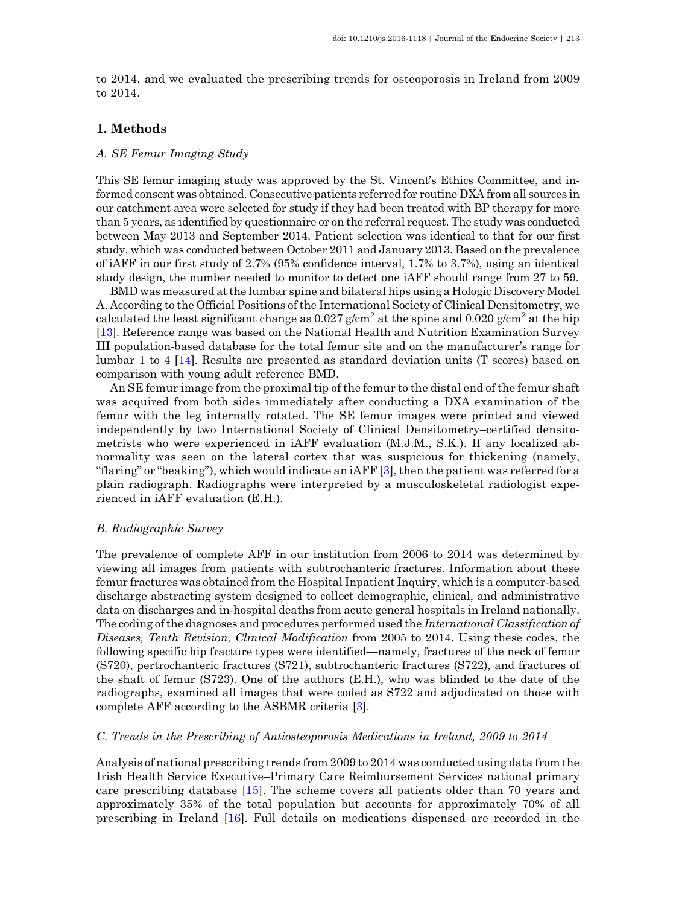to 2014, and we evaluated the prescribing trends for osteoporosis in Ireland from 2009 to 2014.

## 1. Methods

### A. SE Femur Imaging Study

This SE femur imaging study was approved by the St. Vincent's Ethics Committee, and informed consent was obtained. Consecutive patients referred for routine DXA from all sources in our catchment area were selected for study if they had been treated with BP therapy for more than 5 years, as identified by questionnaire or on the referral request. The study was conducted between May 2013 and September 2014. Patient selection was identical to that for our first study, which was conducted between October 2011 and January 2013. Based on the prevalence of iAFF in our first study of 2.7% (95% confidence interval, 1.7% to 3.7%), using an identical study design, the number needed to monitor to detect one iAFF should range from 27 to 59.

BMD was measured at the lumbar spine and bilateral hips using a Hologic Discovery Model A. According to the Official Positions of the International Society of Clinical Densitometry, we calculated the least significant change as 0.027 g/cm$^2$ at the spine and 0.020 g/cm$^2$ at the hip [13]. Reference range was based on the National Health and Nutrition Examination Survey III population-based database for the total femur site and on the manufacturer's range for lumbar 1 to 4 [14]. Results are presented as standard deviation units (T scores) based on comparison with young adult reference BMD.

An SE femur image from the proximal tip of the femur to the distal end of the femur shaft was acquired from both sides immediately after conducting a DXA examination of the femur with the leg internally rotated. The SE femur images were printed and viewed independently by two International Society of Clinical Densitometry–certified densitometrists who were experienced in iAFF evaluation (M.J.M., S.K.). If any localized abnormality was seen on the lateral cortex that was suspicious for thickening (namely, "flaring" or "beaking"), which would indicate an iAFF [3], then the patient was referred for a plain radiograph. Radiographs were interpreted by a musculoskeletal radiologist experienced in iAFF evaluation (E.H.).

### B. Radiographic Survey

The prevalence of complete AFF in our institution from 2006 to 2014 was determined by viewing all images from patients with subtrochanteric fractures. Information about these femur fractures was obtained from the Hospital Inpatient Inquiry, which is a computer-based discharge abstracting system designed to collect demographic, clinical, and administrative data on discharges and in-hospital deaths from acute general hospitals in Ireland nationally. The coding of the diagnoses and procedures performed used the *International Classification of Diseases, Tenth Revision, Clinical Modification* from 2005 to 2014. Using these codes, the following specific hip fracture types were identified—namely, fractures of the neck of femur (S720), pertrochanteric fractures (S721), subtrochanteric fractures (S722), and fractures of the shaft of femur (S723). One of the authors (E.H.), who was blinded to the date of the radiographs, examined all images that were coded as S722 and adjudicated on those with complete AFF according to the ASBMR criteria [3].

### C. Trends in the Prescribing of Antiosteoporosis Medications in Ireland, 2009 to 2014

Analysis of national prescribing trends from 2009 to 2014 was conducted using data from the Irish Health Service Executive–Primary Care Reimbursement Services national primary care prescribing database [15]. The scheme covers all patients older than 70 years and approximately 35% of the total population but accounts for approximately 70% of all prescribing in Ireland [16]. Full details on medications dispensed are recorded in the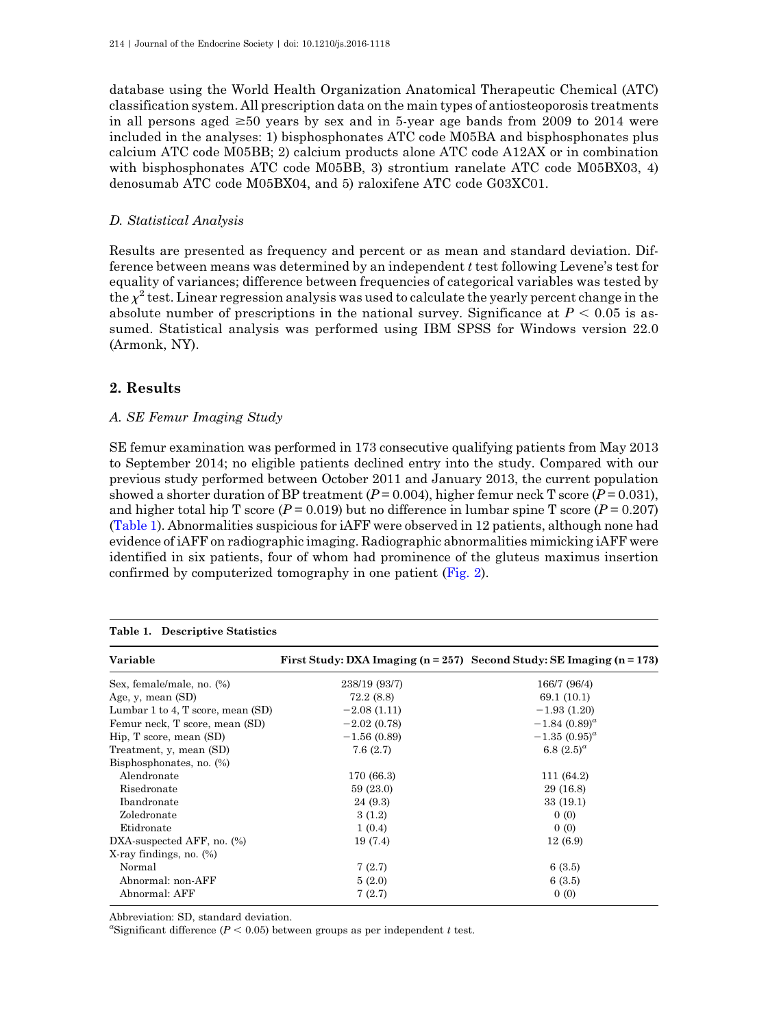database using the World Health Organization Anatomical Therapeutic Chemical (ATC) classification system. All prescription data on the main types of antiosteoporosis treatments in all persons aged ≥50 years by sex and in 5-year age bands from 2009 to 2014 were included in the analyses: 1) bisphosphonates ATC code M05BA and bisphosphonates plus calcium ATC code M05BB; 2) calcium products alone ATC code A12AX or in combination with bisphosphonates ATC code M05BB, 3) strontium ranelate ATC code M05BX03, 4) denosumab ATC code M05BX04, and 5) raloxifene ATC code G03XC01.

### *D. Statistical Analysis*

Results are presented as frequency and percent or as mean and standard deviation. Difference between means was determined by an independent *t* test following Levene's test for equality of variances; difference between frequencies of categorical variables was tested by the $\chi^2$ test. Linear regression analysis was used to calculate the yearly percent change in the absolute number of prescriptions in the national survey. Significance at $P < 0.05$ is assumed. Statistical analysis was performed using IBM SPSS for Windows version 22.0 (Armonk, NY).

## 2. Results

### *A. SE Femur Imaging Study*

SE femur examination was performed in 173 consecutive qualifying patients from May 2013 to September 2014; no eligible patients declined entry into the study. Compared with our previous study performed between October 2011 and January 2013, the current population showed a shorter duration of BP treatment ($P = 0.004$), higher femur neck T score ($P = 0.031$), and higher total hip T score ($P = 0.019$) but no difference in lumbar spine T score ($P = 0.207$) (Table 1). Abnormalities suspicious for iAFF were observed in 12 patients, although none had evidence of iAFF on radiographic imaging. Radiographic abnormalities mimicking iAFF were identified in six patients, four of whom had prominence of the gluteus maximus insertion confirmed by computerized tomography in one patient (Fig. 2).

**Table 1. Descriptive Statistics**

| Variable | First Study: DXA Imaging (n = 257) | Second Study: SE Imaging (n = 173) |
|---|---|---|
| Sex, female/male, no. (%) | 238/19 (93/7) | 166/7 (96/4) |
| Age, y, mean (SD) | 72.2 (8.8) | 69.1 (10.1) |
| Lumbar 1 to 4, T score, mean (SD) | −2.08 (1.11) | −1.93 (1.20) |
| Femur neck, T score, mean (SD) | −2.02 (0.78) | −1.84 (0.89)[a] |
| Hip, T score, mean (SD) | −1.56 (0.89) | −1.35 (0.95)[a] |
| Treatment, y, mean (SD) | 7.6 (2.7) | 6.8 (2.5)[a] |
| Bisphosphonates, no. (%) | | |
| Alendronate | 170 (66.3) | 111 (64.2) |
| Risedronate | 59 (23.0) | 29 (16.8) |
| Ibandronate | 24 (9.3) | 33 (19.1) |
| Zoledronate | 3 (1.2) | 0 (0) |
| Etidronate | 1 (0.4) | 0 (0) |
| DXA-suspected AFF, no. (%) | 19 (7.4) | 12 (6.9) |
| X-ray findings, no. (%) | | |
| Normal | 7 (2.7) | 6 (3.5) |
| Abnormal: non-AFF | 5 (2.0) | 6 (3.5) |
| Abnormal: AFF | 7 (2.7) | 0 (0) |

Abbreviation: SD, standard deviation.

[a]Significant difference ($P < 0.05$) between groups as per independent *t* test.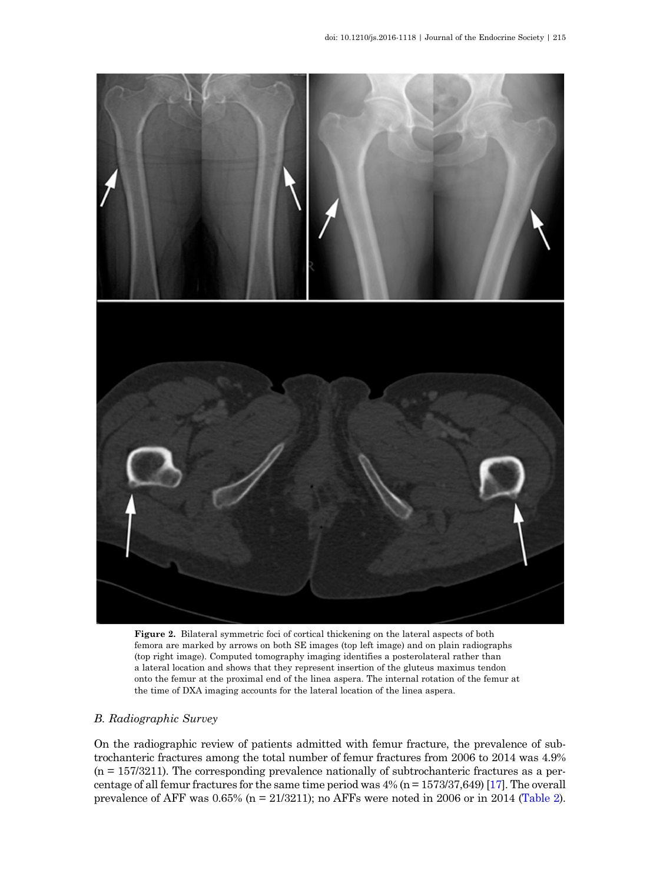**Figure 2.** Bilateral symmetric foci of cortical thickening on the lateral aspects of both femora are marked by arrows on both SE images (top left image) and on plain radiographs (top right image). Computed tomography imaging identifies a posterolateral rather than a lateral location and shows that they represent insertion of the gluteus maximus tendon onto the femur at the proximal end of the linea aspera. The internal rotation of the femur at the time of DXA imaging accounts for the lateral location of the linea aspera.

### *B. Radiographic Survey*

On the radiographic review of patients admitted with femur fracture, the prevalence of subtrochanteric fractures among the total number of femur fractures from 2006 to 2014 was 4.9% (n = 157/3211). The corresponding prevalence nationally of subtrochanteric fractures as a percentage of all femur fractures for the same time period was 4% (n = 1573/37,649) [17]. The overall prevalence of AFF was 0.65% (n = 21/3211); no AFFs were noted in 2006 or in 2014 (Table 2).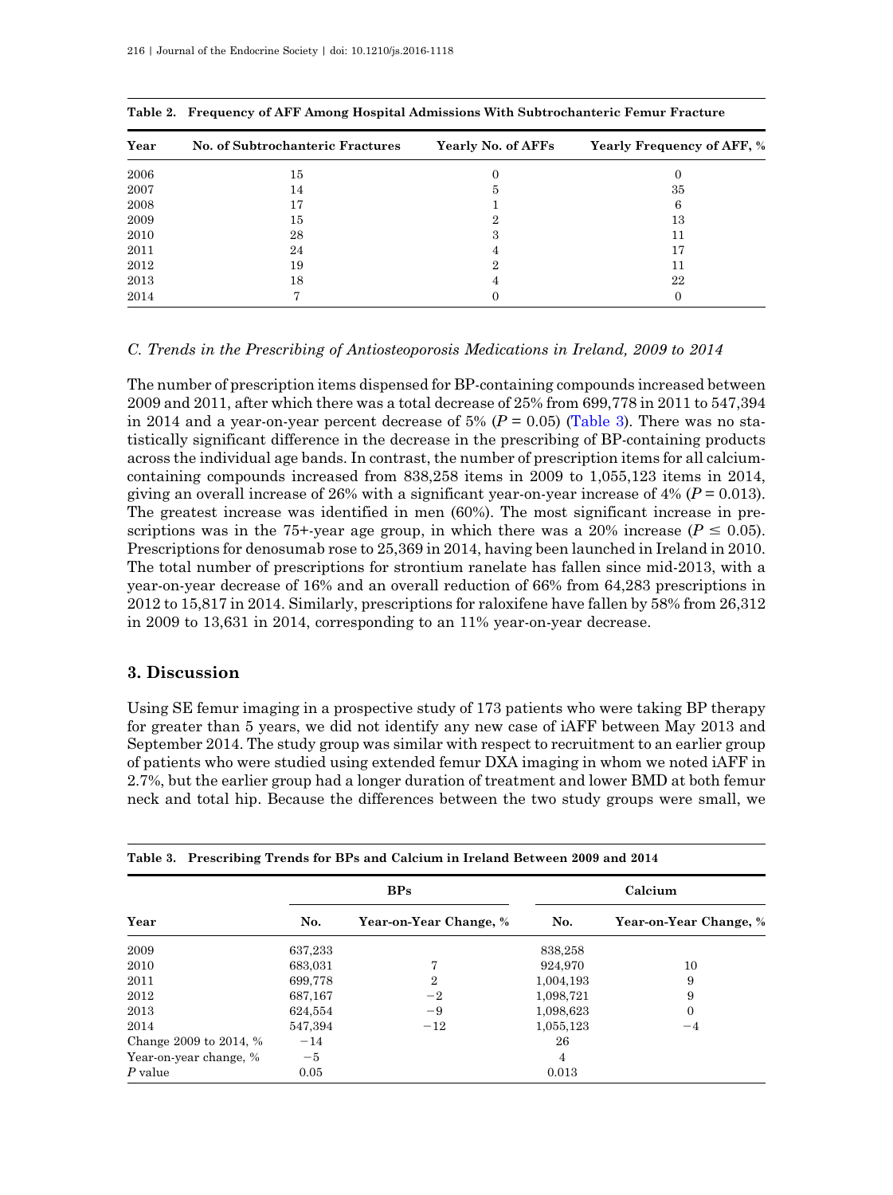**Table 2. Frequency of AFF Among Hospital Admissions With Subtrochanteric Femur Fracture**

| Year | No. of Subtrochanteric Fractures | Yearly No. of AFFs | Yearly Frequency of AFF, % |
|---|---|---|---|
| 2006 | 15 | 0 | 0 |
| 2007 | 14 | 5 | 35 |
| 2008 | 17 | 1 | 6 |
| 2009 | 15 | 2 | 13 |
| 2010 | 28 | 3 | 11 |
| 2011 | 24 | 4 | 17 |
| 2012 | 19 | 2 | 11 |
| 2013 | 18 | 4 | 22 |
| 2014 | 7 | 0 | 0 |

### *C. Trends in the Prescribing of Antiosteoporosis Medications in Ireland, 2009 to 2014*

The number of prescription items dispensed for BP-containing compounds increased between 2009 and 2011, after which there was a total decrease of 25% from 699,778 in 2011 to 547,394 in 2014 and a year-on-year percent decrease of 5% ($P = 0.05$) (Table 3). There was no statistically significant difference in the decrease in the prescribing of BP-containing products across the individual age bands. In contrast, the number of prescription items for all calcium-containing compounds increased from 838,258 items in 2009 to 1,055,123 items in 2014, giving an overall increase of 26% with a significant year-on-year increase of 4% ($P = 0.013$). The greatest increase was identified in men (60%). The most significant increase in prescriptions was in the 75+-year age group, in which there was a 20% increase ($P \leq 0.05$). Prescriptions for denosumab rose to 25,369 in 2014, having been launched in Ireland in 2010. The total number of prescriptions for strontium ranelate has fallen since mid-2013, with a year-on-year decrease of 16% and an overall reduction of 66% from 64,283 prescriptions in 2012 to 15,817 in 2014. Similarly, prescriptions for raloxifene have fallen by 58% from 26,312 in 2009 to 13,631 in 2014, corresponding to an 11% year-on-year decrease.

## 3. Discussion

Using SE femur imaging in a prospective study of 173 patients who were taking BP therapy for greater than 5 years, we did not identify any new case of iAFF between May 2013 and September 2014. The study group was similar with respect to recruitment to an earlier group of patients who were studied using extended femur DXA imaging in whom we noted iAFF in 2.7%, but the earlier group had a longer duration of treatment and lower BMD at both femur neck and total hip. Because the differences between the two study groups were small, we

**Table 3. Prescribing Trends for BPs and Calcium in Ireland Between 2009 and 2014**

| Year | BPs | | Calcium | |
|---|---|---|---|---|
| | No. | Year-on-Year Change, % | No. | Year-on-Year Change, % |
| 2009 | 637,233 | | 838,258 | |
| 2010 | 683,031 | 7 | 924,970 | 10 |
| 2011 | 699,778 | 2 | 1,004,193 | 9 |
| 2012 | 687,167 | −2 | 1,098,721 | 9 |
| 2013 | 624,554 | −9 | 1,098,623 | 0 |
| 2014 | 547,394 | −12 | 1,055,123 | −4 |
| Change 2009 to 2014, % | −14 | | 26 | |
| Year-on-year change, % | −5 | | 4 | |
| *P* value | 0.05 | | 0.013 | |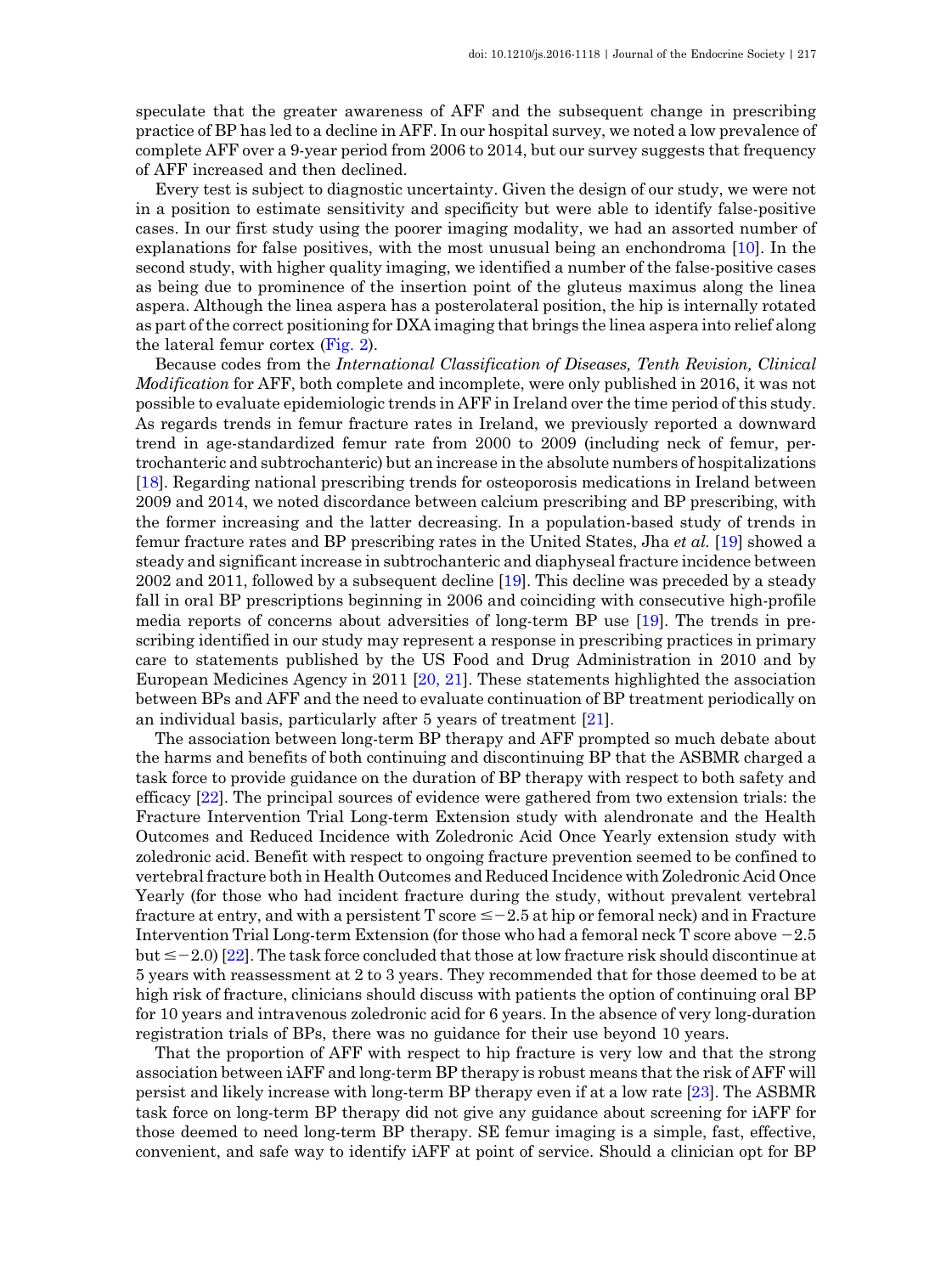speculate that the greater awareness of AFF and the subsequent change in prescribing practice of BP has led to a decline in AFF. In our hospital survey, we noted a low prevalence of complete AFF over a 9-year period from 2006 to 2014, but our survey suggests that frequency of AFF increased and then declined.

Every test is subject to diagnostic uncertainty. Given the design of our study, we were not in a position to estimate sensitivity and specificity but were able to identify false-positive cases. In our first study using the poorer imaging modality, we had an assorted number of explanations for false positives, with the most unusual being an enchondroma [10]. In the second study, with higher quality imaging, we identified a number of the false-positive cases as being due to prominence of the insertion point of the gluteus maximus along the linea aspera. Although the linea aspera has a posterolateral position, the hip is internally rotated as part of the correct positioning for DXA imaging that brings the linea aspera into relief along the lateral femur cortex (Fig. 2).

Because codes from the *International Classification of Diseases, Tenth Revision, Clinical Modification* for AFF, both complete and incomplete, were only published in 2016, it was not possible to evaluate epidemiologic trends in AFF in Ireland over the time period of this study. As regards trends in femur fracture rates in Ireland, we previously reported a downward trend in age-standardized femur rate from 2000 to 2009 (including neck of femur, pertrochanteric and subtrochanteric) but an increase in the absolute numbers of hospitalizations [18]. Regarding national prescribing trends for osteoporosis medications in Ireland between 2009 and 2014, we noted discordance between calcium prescribing and BP prescribing, with the former increasing and the latter decreasing. In a population-based study of trends in femur fracture rates and BP prescribing rates in the United States, Jha *et al.* [19] showed a steady and significant increase in subtrochanteric and diaphyseal fracture incidence between 2002 and 2011, followed by a subsequent decline [19]. This decline was preceded by a steady fall in oral BP prescriptions beginning in 2006 and coinciding with consecutive high-profile media reports of concerns about adversities of long-term BP use [19]. The trends in prescribing identified in our study may represent a response in prescribing practices in primary care to statements published by the US Food and Drug Administration in 2010 and by European Medicines Agency in 2011 [20, 21]. These statements highlighted the association between BPs and AFF and the need to evaluate continuation of BP treatment periodically on an individual basis, particularly after 5 years of treatment [21].

The association between long-term BP therapy and AFF prompted so much debate about the harms and benefits of both continuing and discontinuing BP that the ASBMR charged a task force to provide guidance on the duration of BP therapy with respect to both safety and efficacy [22]. The principal sources of evidence were gathered from two extension trials: the Fracture Intervention Trial Long-term Extension study with alendronate and the Health Outcomes and Reduced Incidence with Zoledronic Acid Once Yearly extension study with zoledronic acid. Benefit with respect to ongoing fracture prevention seemed to be confined to vertebral fracture both in Health Outcomes and Reduced Incidence with Zoledronic Acid Once Yearly (for those who had incident fracture during the study, without prevalent vertebral fracture at entry, and with a persistent T score $\leq -2.5$ at hip or femoral neck) and in Fracture Intervention Trial Long-term Extension (for those who had a femoral neck T score above $-2.5$ but $\leq -2.0$) [22]. The task force concluded that those at low fracture risk should discontinue at 5 years with reassessment at 2 to 3 years. They recommended that for those deemed to be at high risk of fracture, clinicians should discuss with patients the option of continuing oral BP for 10 years and intravenous zoledronic acid for 6 years. In the absence of very long-duration registration trials of BPs, there was no guidance for their use beyond 10 years.

That the proportion of AFF with respect to hip fracture is very low and that the strong association between iAFF and long-term BP therapy is robust means that the risk of AFF will persist and likely increase with long-term BP therapy even if at a low rate [23]. The ASBMR task force on long-term BP therapy did not give any guidance about screening for iAFF for those deemed to need long-term BP therapy. SE femur imaging is a simple, fast, effective, convenient, and safe way to identify iAFF at point of service. Should a clinician opt for BP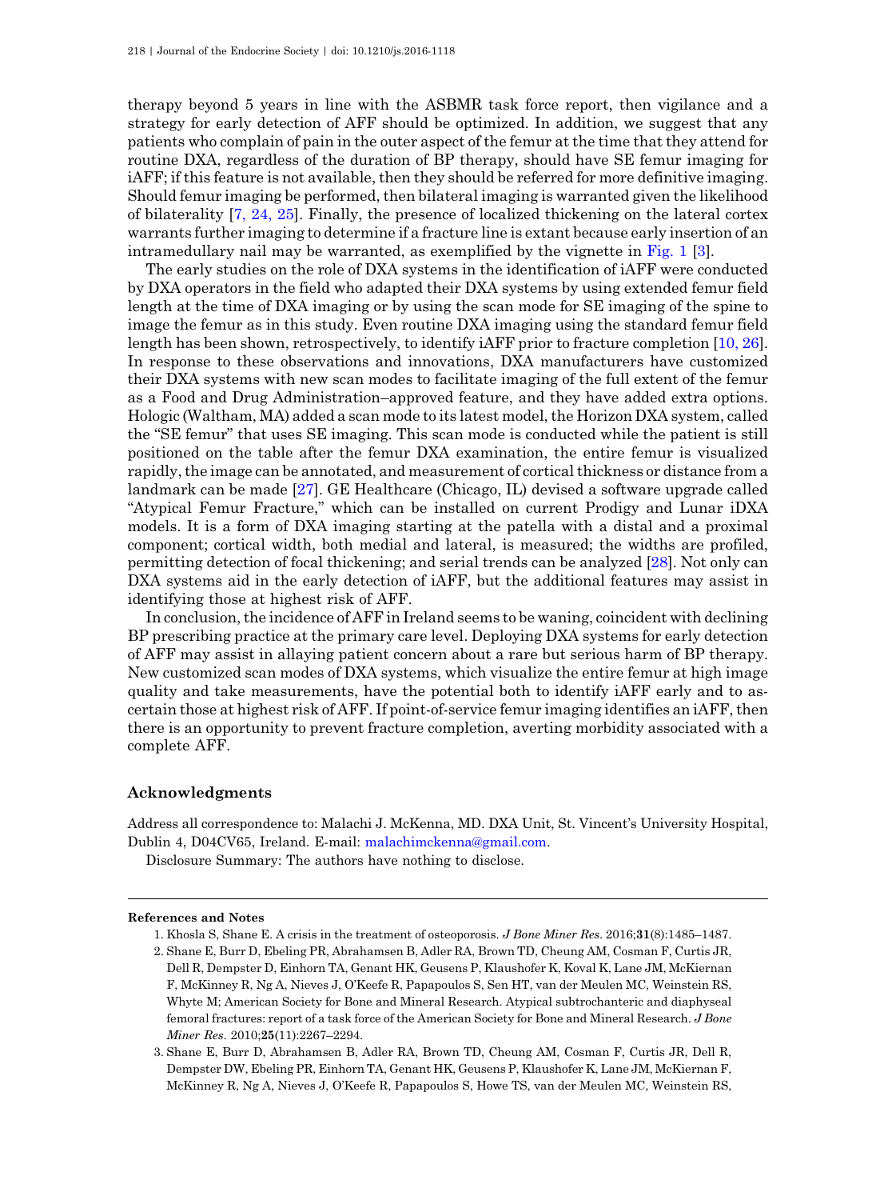therapy beyond 5 years in line with the ASBMR task force report, then vigilance and a strategy for early detection of AFF should be optimized. In addition, we suggest that any patients who complain of pain in the outer aspect of the femur at the time that they attend for routine DXA, regardless of the duration of BP therapy, should have SE femur imaging for iAFF; if this feature is not available, then they should be referred for more definitive imaging. Should femur imaging be performed, then bilateral imaging is warranted given the likelihood of bilaterality [7, 24, 25]. Finally, the presence of localized thickening on the lateral cortex warrants further imaging to determine if a fracture line is extant because early insertion of an intramedullary nail may be warranted, as exemplified by the vignette in Fig. 1 [3].

The early studies on the role of DXA systems in the identification of iAFF were conducted by DXA operators in the field who adapted their DXA systems by using extended femur field length at the time of DXA imaging or by using the scan mode for SE imaging of the spine to image the femur as in this study. Even routine DXA imaging using the standard femur field length has been shown, retrospectively, to identify iAFF prior to fracture completion [10, 26]. In response to these observations and innovations, DXA manufacturers have customized their DXA systems with new scan modes to facilitate imaging of the full extent of the femur as a Food and Drug Administration–approved feature, and they have added extra options. Hologic (Waltham, MA) added a scan mode to its latest model, the Horizon DXA system, called the "SE femur" that uses SE imaging. This scan mode is conducted while the patient is still positioned on the table after the femur DXA examination, the entire femur is visualized rapidly, the image can be annotated, and measurement of cortical thickness or distance from a landmark can be made [27]. GE Healthcare (Chicago, IL) devised a software upgrade called "Atypical Femur Fracture," which can be installed on current Prodigy and Lunar iDXA models. It is a form of DXA imaging starting at the patella with a distal and a proximal component; cortical width, both medial and lateral, is measured; the widths are profiled, permitting detection of focal thickening; and serial trends can be analyzed [28]. Not only can DXA systems aid in the early detection of iAFF, but the additional features may assist in identifying those at highest risk of AFF.

In conclusion, the incidence of AFF in Ireland seems to be waning, coincident with declining BP prescribing practice at the primary care level. Deploying DXA systems for early detection of AFF may assist in allaying patient concern about a rare but serious harm of BP therapy. New customized scan modes of DXA systems, which visualize the entire femur at high image quality and take measurements, have the potential both to identify iAFF early and to ascertain those at highest risk of AFF. If point-of-service femur imaging identifies an iAFF, then there is an opportunity to prevent fracture completion, averting morbidity associated with a complete AFF.

## Acknowledgments

Address all correspondence to: Malachi J. McKenna, MD. DXA Unit, St. Vincent's University Hospital, Dublin 4, D04CV65, Ireland. E-mail: malachimckenna@gmail.com.

Disclosure Summary: The authors have nothing to disclose.

### References and Notes

1. Khosla S, Shane E. A crisis in the treatment of osteoporosis. *J Bone Miner Res*. 2016;**31**(8):1485–1487.
2. Shane E, Burr D, Ebeling PR, Abrahamsen B, Adler RA, Brown TD, Cheung AM, Cosman F, Curtis JR, Dell R, Dempster D, Einhorn TA, Genant HK, Geusens P, Klaushofer K, Koval K, Lane JM, McKiernan F, McKinney R, Ng A, Nieves J, O'Keefe R, Papapoulos S, Sen HT, van der Meulen MC, Weinstein RS, Whyte M; American Society for Bone and Mineral Research. Atypical subtrochanteric and diaphyseal femoral fractures: report of a task force of the American Society for Bone and Mineral Research. *J Bone Miner Res*. 2010;**25**(11):2267–2294.
3. Shane E, Burr D, Abrahamsen B, Adler RA, Brown TD, Cheung AM, Cosman F, Curtis JR, Dell R, Dempster DW, Ebeling PR, Einhorn TA, Genant HK, Geusens P, Klaushofer K, Lane JM, McKiernan F, McKinney R, Ng A, Nieves J, O'Keefe R, Papapoulos S, Howe TS, van der Meulen MC, Weinstein RS,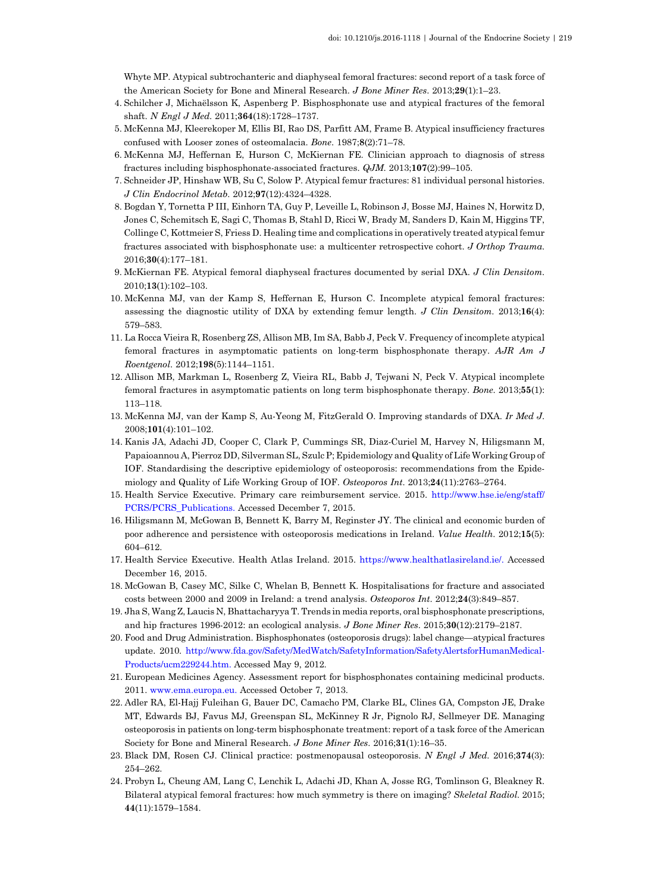Whyte MP. Atypical subtrochanteric and diaphyseal femoral fractures: second report of a task force of the American Society for Bone and Mineral Research. *J Bone Miner Res*. 2013;**29**(1):1–23.

4. Schilcher J, Michaëlsson K, Aspenberg P. Bisphosphonate use and atypical fractures of the femoral shaft. *N Engl J Med*. 2011;**364**(18):1728–1737.
5. McKenna MJ, Kleerekoper M, Ellis BI, Rao DS, Parfitt AM, Frame B. Atypical insufficiency fractures confused with Looser zones of osteomalacia. *Bone*. 1987;**8**(2):71–78.
6. McKenna MJ, Heffernan E, Hurson C, McKiernan FE. Clinician approach to diagnosis of stress fractures including bisphosphonate-associated fractures. *QJM*. 2013;**107**(2):99–105.
7. Schneider JP, Hinshaw WB, Su C, Solow P. Atypical femur fractures: 81 individual personal histories. *J Clin Endocrinol Metab*. 2012;**97**(12):4324–4328.
8. Bogdan Y, Tornetta P III, Einhorn TA, Guy P, Leveille L, Robinson J, Bosse MJ, Haines N, Horwitz D, Jones C, Schemitsch E, Sagi C, Thomas B, Stahl D, Ricci W, Brady M, Sanders D, Kain M, Higgins TF, Collinge C, Kottmeier S, Friess D. Healing time and complications in operatively treated atypical femur fractures associated with bisphosphonate use: a multicenter retrospective cohort. *J Orthop Trauma*. 2016;**30**(4):177–181.
9. McKiernan FE. Atypical femoral diaphyseal fractures documented by serial DXA. *J Clin Densitom*. 2010;**13**(1):102–103.
10. McKenna MJ, van der Kamp S, Heffernan E, Hurson C. Incomplete atypical femoral fractures: assessing the diagnostic utility of DXA by extending femur length. *J Clin Densitom*. 2013;**16**(4): 579–583.
11. La Rocca Vieira R, Rosenberg ZS, Allison MB, Im SA, Babb J, Peck V. Frequency of incomplete atypical femoral fractures in asymptomatic patients on long-term bisphosphonate therapy. *AJR Am J Roentgenol*. 2012;**198**(5):1144–1151.
12. Allison MB, Markman L, Rosenberg Z, Vieira RL, Babb J, Tejwani N, Peck V. Atypical incomplete femoral fractures in asymptomatic patients on long term bisphosphonate therapy. *Bone*. 2013;**55**(1): 113–118.
13. McKenna MJ, van der Kamp S, Au-Yeong M, FitzGerald O. Improving standards of DXA. *Ir Med J*. 2008;**101**(4):101–102.
14. Kanis JA, Adachi JD, Cooper C, Clark P, Cummings SR, Diaz-Curiel M, Harvey N, Hiligsmann M, Papaioannou A, Pierroz DD, Silverman SL, Szulc P; Epidemiology and Quality of Life Working Group of IOF. Standardising the descriptive epidemiology of osteoporosis: recommendations from the Epidemiology and Quality of Life Working Group of IOF. *Osteoporos Int*. 2013;**24**(11):2763–2764.
15. Health Service Executive. Primary care reimbursement service. 2015. http://www.hse.ie/eng/staff/PCRS/PCRS_Publications. Accessed December 7, 2015.
16. Hiligsmann M, McGowan B, Bennett K, Barry M, Reginster JY. The clinical and economic burden of poor adherence and persistence with osteoporosis medications in Ireland. *Value Health*. 2012;**15**(5): 604–612.
17. Health Service Executive. Health Atlas Ireland. 2015. https://www.healthatlasireland.ie/. Accessed December 16, 2015.
18. McGowan B, Casey MC, Silke C, Whelan B, Bennett K. Hospitalisations for fracture and associated costs between 2000 and 2009 in Ireland: a trend analysis. *Osteoporos Int*. 2012;**24**(3):849–857.
19. Jha S, Wang Z, Laucis N, Bhattacharyya T. Trends in media reports, oral bisphosphonate prescriptions, and hip fractures 1996-2012: an ecological analysis. *J Bone Miner Res*. 2015;**30**(12):2179–2187.
20. Food and Drug Administration. Bisphosphonates (osteoporosis drugs): label change—atypical fractures update. 2010. http://www.fda.gov/Safety/MedWatch/SafetyInformation/SafetyAlertsforHumanMedicalProducts/ucm229244.htm. Accessed May 9, 2012.
21. European Medicines Agency. Assessment report for bisphosphonates containing medicinal products. 2011. www.ema.europa.eu. Accessed October 7, 2013.
22. Adler RA, El-Hajj Fuleihan G, Bauer DC, Camacho PM, Clarke BL, Clines GA, Compston JE, Drake MT, Edwards BJ, Favus MJ, Greenspan SL, McKinney R Jr, Pignolo RJ, Sellmeyer DE. Managing osteoporosis in patients on long-term bisphosphonate treatment: report of a task force of the American Society for Bone and Mineral Research. *J Bone Miner Res*. 2016;**31**(1):16–35.
23. Black DM, Rosen CJ. Clinical practice: postmenopausal osteoporosis. *N Engl J Med*. 2016;**374**(3): 254–262.
24. Probyn L, Cheung AM, Lang C, Lenchik L, Adachi JD, Khan A, Josse RG, Tomlinson G, Bleakney R. Bilateral atypical femoral fractures: how much symmetry is there on imaging? *Skeletal Radiol*. 2015; **44**(11):1579–1584.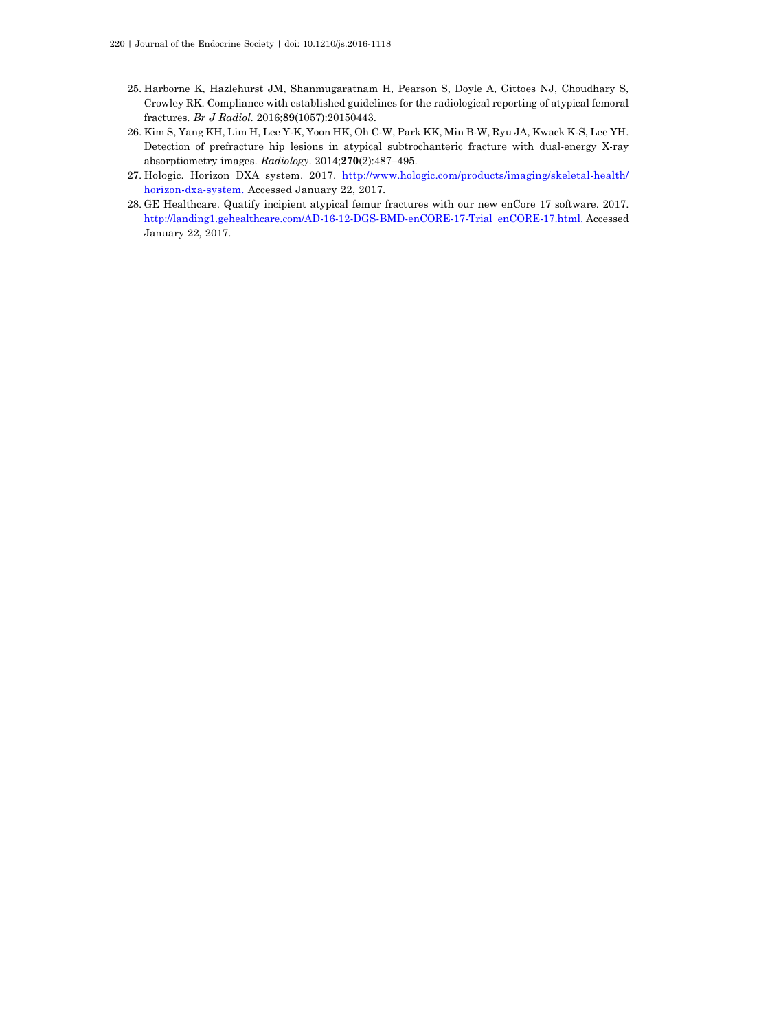25. Harborne K, Hazlehurst JM, Shanmugaratnam H, Pearson S, Doyle A, Gittoes NJ, Choudhary S, Crowley RK. Compliance with established guidelines for the radiological reporting of atypical femoral fractures. *Br J Radiol.* 2016;**89**(1057):20150443.
26. Kim S, Yang KH, Lim H, Lee Y-K, Yoon HK, Oh C-W, Park KK, Min B-W, Ryu JA, Kwack K-S, Lee YH. Detection of prefracture hip lesions in atypical subtrochanteric fracture with dual-energy X-ray absorptiometry images. *Radiology*. 2014;**270**(2):487–495.
27. Hologic. Horizon DXA system. 2017. http://www.hologic.com/products/imaging/skeletal-health/horizon-dxa-system. Accessed January 22, 2017.
28. GE Healthcare. Quatify incipient atypical femur fractures with our new enCore 17 software. 2017. http://landing1.gehealthcare.com/AD-16-12-DGS-BMD-enCORE-17-Trial_enCORE-17.html. Accessed January 22, 2017.